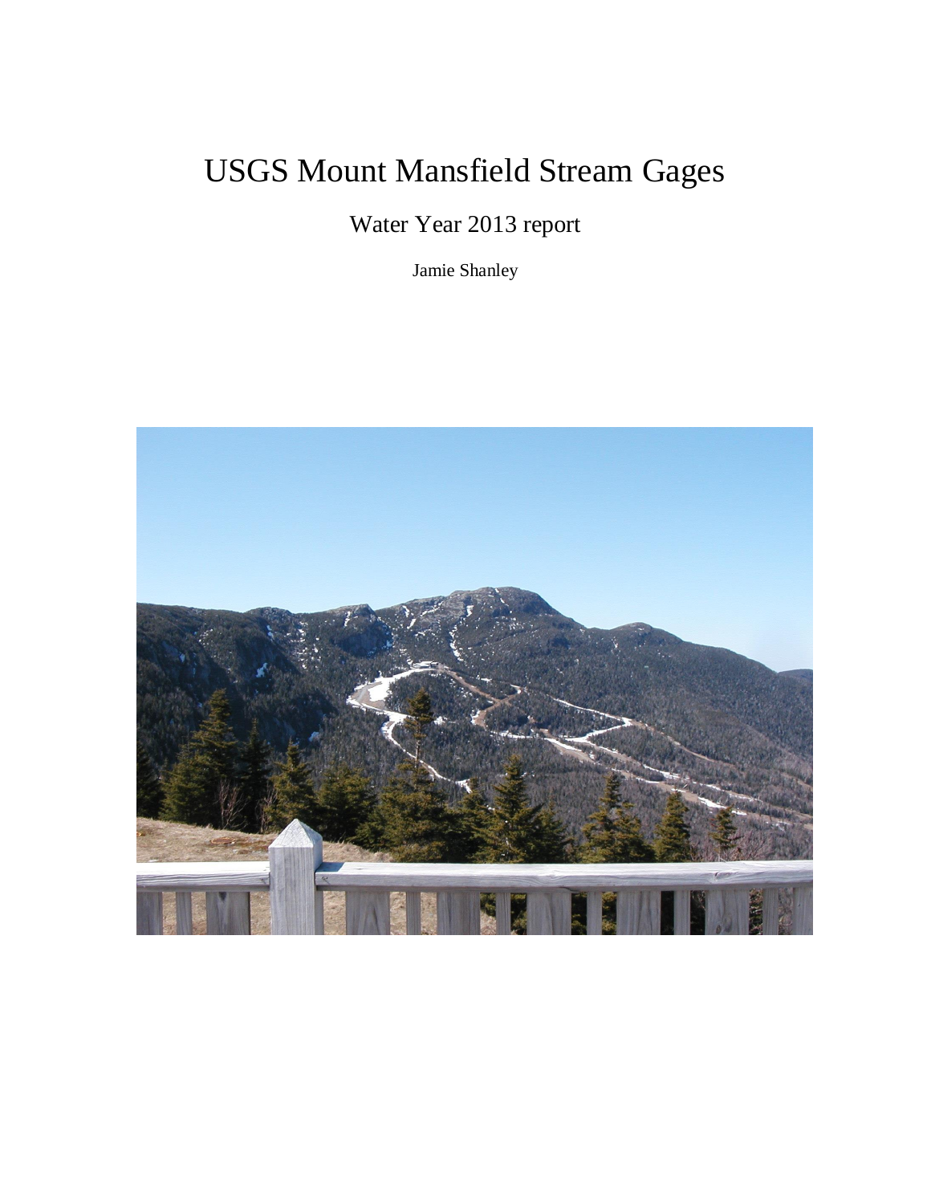# USGS Mount Mansfield Stream Gages

Water Year 2013 report

Jamie Shanley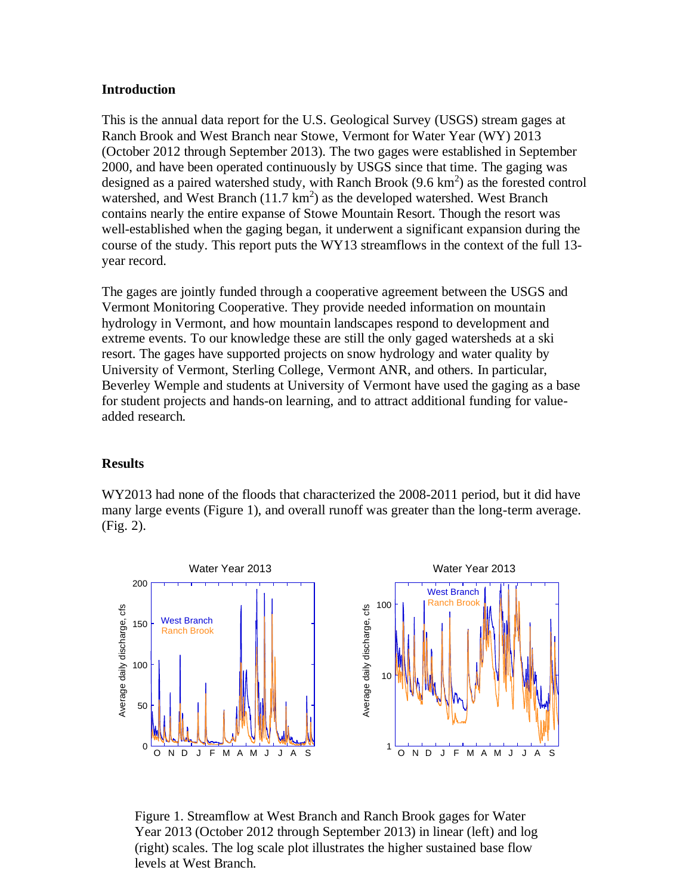## Introduction

This is the annual data report for the U.S. Geological Survey (USGS) stream gages at Ranch Brook and West Branch near Stowe, Vermont for Water Year (WY) 2013 (October 2012 through September 2013). The two gages were established in September 2000, and have been operated continuously by USGS since that time. The gaging was designed as a paired watershed study, with Ranch Brook (9.6 $km^2$) as the forested control watershed, and West Branch (11.7 $km^2$) as the developed watershed. West Branch contains nearly the entire expanse of Stowe Mountain Resort. Though the resort was well-established when the gaging began, it underwent a significant expansion during the course of the study. This report puts the WY13 streamflows in the context of the full 13-year record.

The gages are jointly funded through a cooperative agreement between the USGS and Vermont Monitoring Cooperative. They provide needed information on mountain hydrology in Vermont, and how mountain landscapes respond to development and extreme events. To our knowledge these are still the only gaged watersheds at a ski resort. The gages have supported projects on snow hydrology and water quality by University of Vermont, Sterling College, Vermont ANR, and others. In particular, Beverley Wemple and students at University of Vermont have used the gaging as a base for student projects and hands-on learning, and to attract additional funding for value-added research.

## Results

WY2013 had none of the floods that characterized the 2008-2011 period, but it did have many large events (Figure 1), and overall runoff was greater than the long-term average. (Fig. 2).

Figure 1. Streamflow at West Branch and Ranch Brook gages for Water Year 2013 (October 2012 through September 2013) in linear (left) and log (right) scales. The log scale plot illustrates the higher sustained base flow levels at West Branch.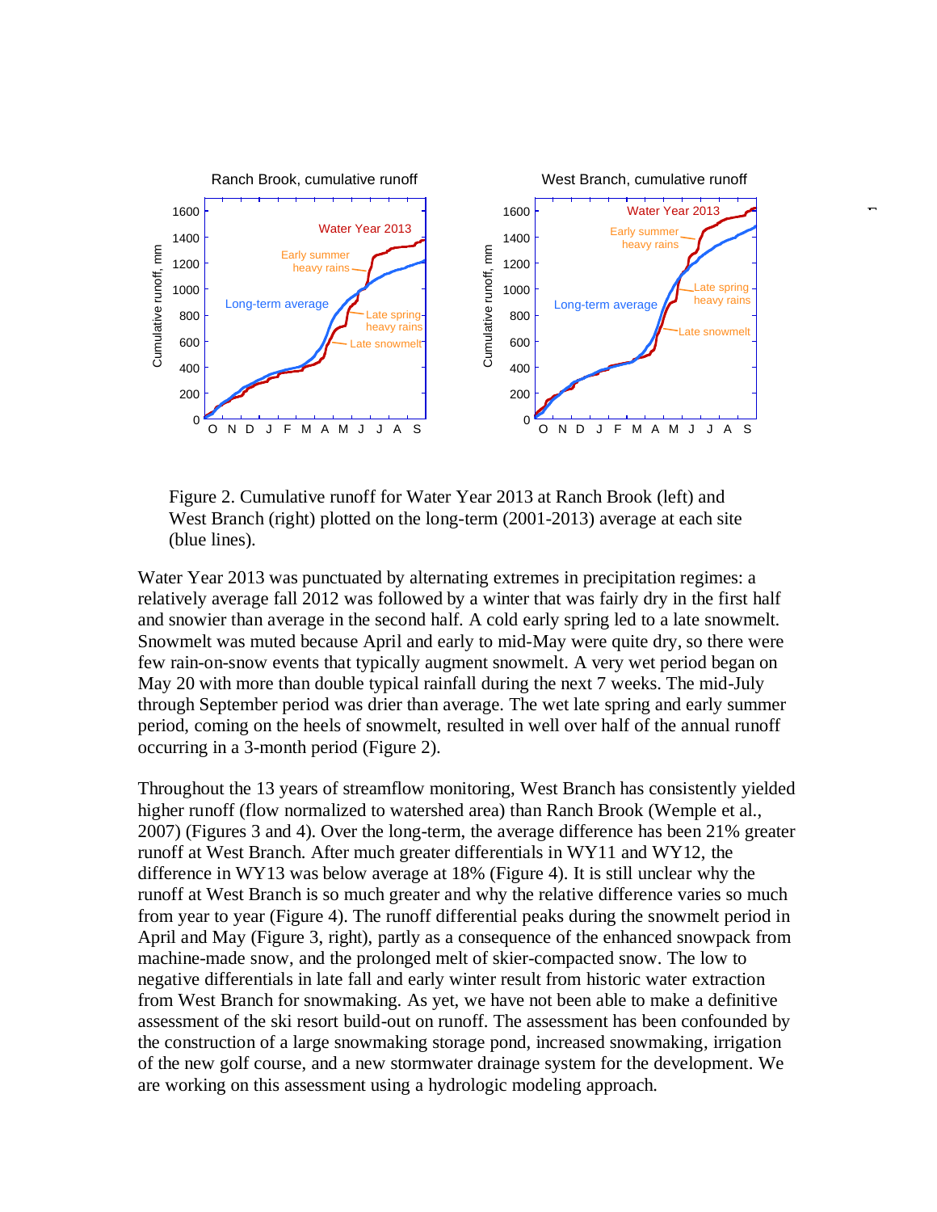Figure 2. Cumulative runoff for Water Year 2013 at Ranch Brook (left) and West Branch (right) plotted on the long-term (2001-2013) average at each site (blue lines).

Water Year 2013 was punctuated by alternating extremes in precipitation regimes: a relatively average fall 2012 was followed by a winter that was fairly dry in the first half and snowier than average in the second half. A cold early spring led to a late snowmelt. Snowmelt was muted because April and early to mid-May were quite dry, so there were few rain-on-snow events that typically augment snowmelt. A very wet period began on May 20 with more than double typical rainfall during the next 7 weeks. The mid-July through September period was drier than average. The wet late spring and early summer period, coming on the heels of snowmelt, resulted in well over half of the annual runoff occurring in a 3-month period (Figure 2).

Throughout the 13 years of streamflow monitoring, West Branch has consistently yielded higher runoff (flow normalized to watershed area) than Ranch Brook (Wemple et al., 2007) (Figures 3 and 4). Over the long-term, the average difference has been 21% greater runoff at West Branch. After much greater differentials in WY11 and WY12, the difference in WY13 was below average at 18% (Figure 4). It is still unclear why the runoff at West Branch is so much greater and why the relative difference varies so much from year to year (Figure 4). The runoff differential peaks during the snowmelt period in April and May (Figure 3, right), partly as a consequence of the enhanced snowpack from machine-made snow, and the prolonged melt of skier-compacted snow. The low to negative differentials in late fall and early winter result from historic water extraction from West Branch for snowmaking. As yet, we have not been able to make a definitive assessment of the ski resort build-out on runoff. The assessment has been confounded by the construction of a large snowmaking storage pond, increased snowmaking, irrigation of the new golf course, and a new stormwater drainage system for the development. We are working on this assessment using a hydrologic modeling approach.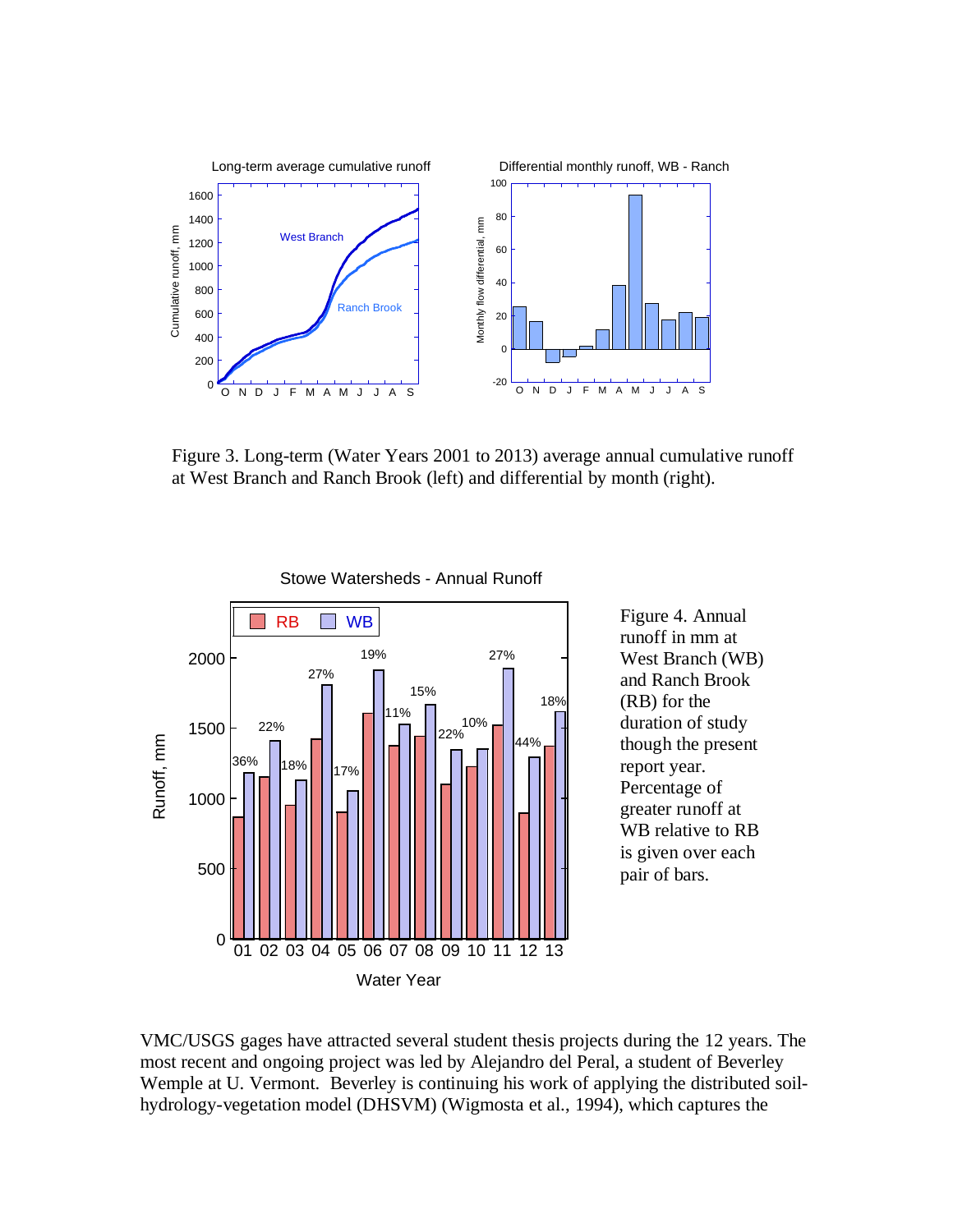Figure 3. Long-term (Water Years 2001 to 2013) average annual cumulative runoff at West Branch and Ranch Brook (left) and differential by month (right).

Figure 4. Annual runoff in mm at West Branch (WB) and Ranch Brook (RB) for the duration of study though the present report year. Percentage of greater runoff at WB relative to RB is given over each pair of bars.

VMC/USGS gages have attracted several student thesis projects during the 12 years. The most recent and ongoing project was led by Alejandro del Peral, a student of Beverley Wemple at U. Vermont. Beverley is continuing his work of applying the distributed soil-hydrology-vegetation model (DHSVM) (Wigmosta et al., 1994), which captures the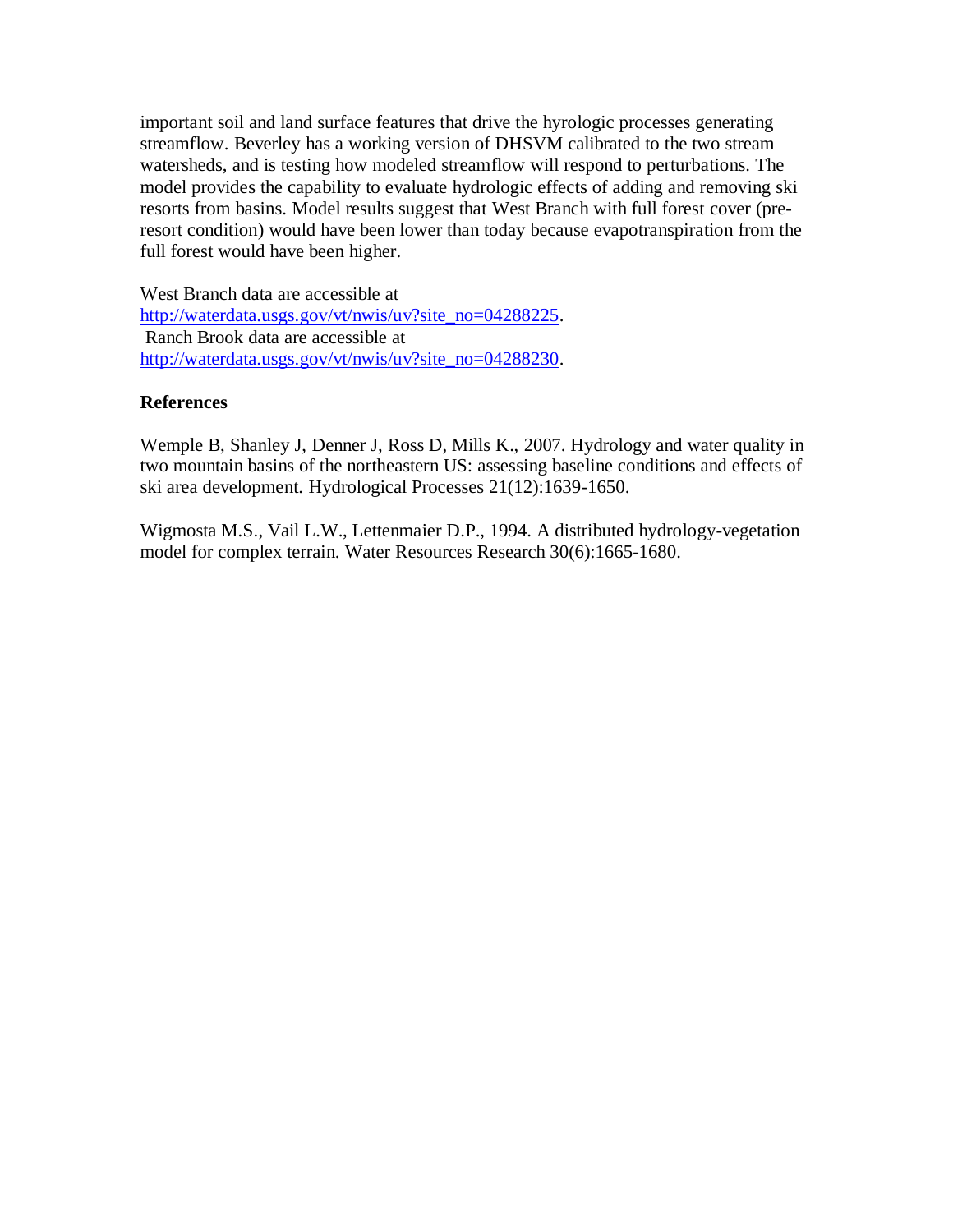important soil and land surface features that drive the hyrologic processes generating streamflow. Beverley has a working version of DHSVM calibrated to the two stream watersheds, and is testing how modeled streamflow will respond to perturbations. The model provides the capability to evaluate hydrologic effects of adding and removing ski resorts from basins. Model results suggest that West Branch with full forest cover (pre-resort condition) would have been lower than today because evapotranspiration from the full forest would have been higher.

West Branch data are accessible at http://waterdata.usgs.gov/vt/nwis/uv?site_no=04288225.
Ranch Brook data are accessible at http://waterdata.usgs.gov/vt/nwis/uv?site_no=04288230.

**References**

Wemple B, Shanley J, Denner J, Ross D, Mills K., 2007. Hydrology and water quality in two mountain basins of the northeastern US: assessing baseline conditions and effects of ski area development. Hydrological Processes 21(12):1639-1650.

Wigmosta M.S., Vail L.W., Lettenmaier D.P., 1994. A distributed hydrology-vegetation model for complex terrain. Water Resources Research 30(6):1665-1680.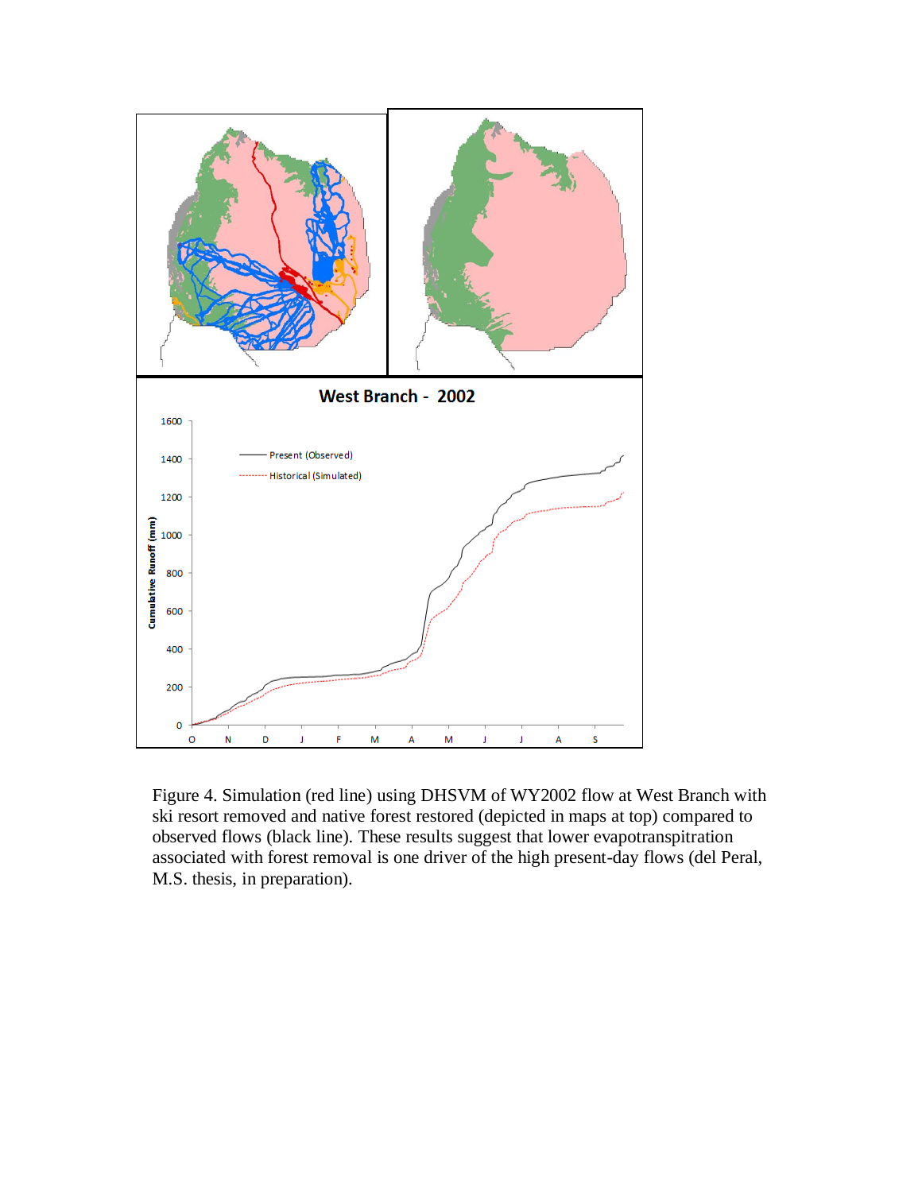West Branch - 2002

1600
1400
1200
1000
800
600
400
200
0

Cumulative Runoff (mm)

O N D J F M A M J J A S

Present (Observed)
Historical (Simulated)

Figure 4. Simulation (red line) using DHSVM of WY2002 flow at West Branch with ski resort removed and native forest restored (depicted in maps at top) compared to observed flows (black line). These results suggest that lower evapotranspiration associated with forest removal is one driver of the high present-day flows (del Peral, M.S. thesis, in preparation).